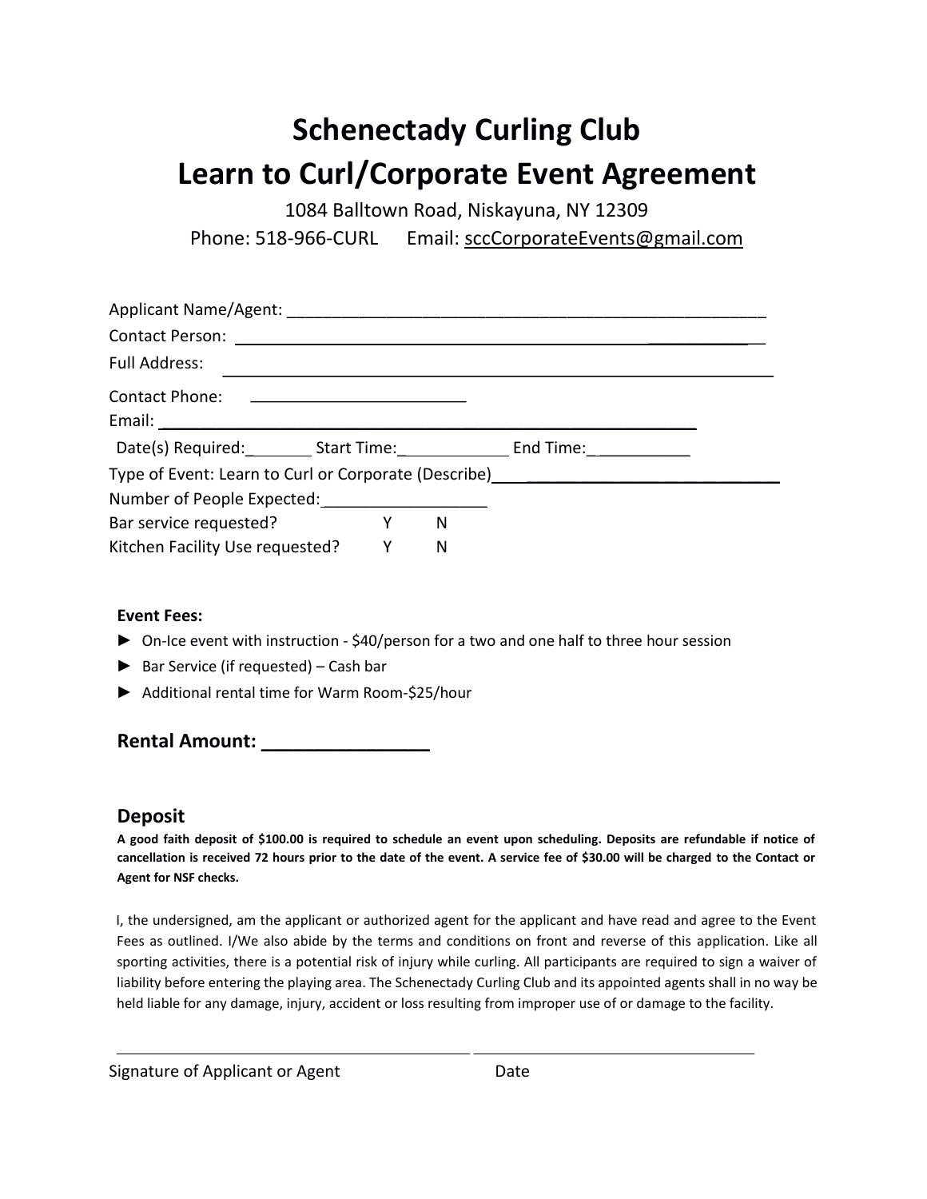# Schenectady Curling Club

# Learn to Curl/Corporate Event Agreement

1084 Balltown Road, Niskayuna, NY 12309

Phone: 518-966-CURL    Email: sccCorporateEvents@gmail.com

Applicant Name/Agent: _______________________________________________________

Contact Person: _______________________________________________________

Full Address: _______________________________________________________

Contact Phone: ________________________

Email: _______________________________________________________

Date(s) Required:_______ Start Time:____________ End Time:___________

Type of Event: Learn to Curl or Corporate (Describe)_____________________________

Number of People Expected:__________________

Bar service requested?    Y    N

Kitchen Facility Use requested?    Y    N

**Event Fees:**

- ► On-Ice event with instruction - $40/person for a two and one half to three hour session
- ► Bar Service (if requested) – Cash bar
- ► Additional rental time for Warm Room-$25/hour

## Rental Amount: ________________

## Deposit

**A good faith deposit of $100.00 is required to schedule an event upon scheduling. Deposits are refundable if notice of cancellation is received 72 hours prior to the date of the event. A service fee of $30.00 will be charged to the Contact or Agent for NSF checks.**

I, the undersigned, am the applicant or authorized agent for the applicant and have read and agree to the Event Fees as outlined. I/We also abide by the terms and conditions on front and reverse of this application. Like all sporting activities, there is a potential risk of injury while curling. All participants are required to sign a waiver of liability before entering the playing area. The Schenectady Curling Club and its appointed agents shall in no way be held liable for any damage, injury, accident or loss resulting from improper use of or damage to the facility.

_____________________________________________ _____________________________________

Signature of Applicant or Agent    Date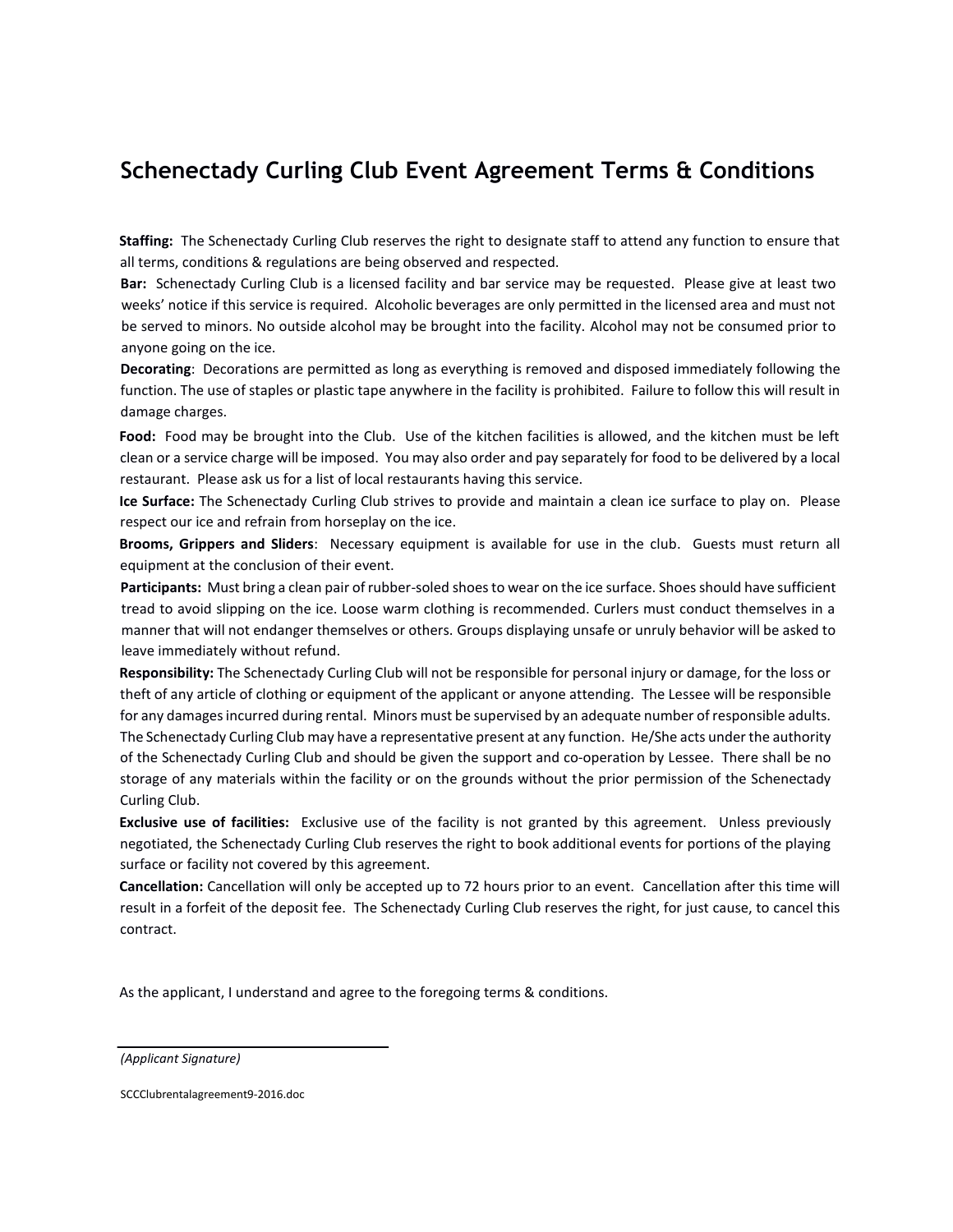# Schenectady Curling Club Event Agreement Terms & Conditions

**Staffing:** The Schenectady Curling Club reserves the right to designate staff to attend any function to ensure that all terms, conditions & regulations are being observed and respected.

**Bar:** Schenectady Curling Club is a licensed facility and bar service may be requested. Please give at least two weeks' notice if this service is required. Alcoholic beverages are only permitted in the licensed area and must not be served to minors. No outside alcohol may be brought into the facility. Alcohol may not be consumed prior to anyone going on the ice.

**Decorating**: Decorations are permitted as long as everything is removed and disposed immediately following the function. The use of staples or plastic tape anywhere in the facility is prohibited. Failure to follow this will result in damage charges.

**Food:** Food may be brought into the Club. Use of the kitchen facilities is allowed, and the kitchen must be left clean or a service charge will be imposed. You may also order and pay separately for food to be delivered by a local restaurant. Please ask us for a list of local restaurants having this service.

**Ice Surface:** The Schenectady Curling Club strives to provide and maintain a clean ice surface to play on. Please respect our ice and refrain from horseplay on the ice.

**Brooms, Grippers and Sliders**: Necessary equipment is available for use in the club. Guests must return all equipment at the conclusion of their event.

**Participants:** Must bring a clean pair of rubber-soled shoes to wear on the ice surface. Shoes should have sufficient tread to avoid slipping on the ice. Loose warm clothing is recommended. Curlers must conduct themselves in a manner that will not endanger themselves or others. Groups displaying unsafe or unruly behavior will be asked to leave immediately without refund.

**Responsibility:** The Schenectady Curling Club will not be responsible for personal injury or damage, for the loss or theft of any article of clothing or equipment of the applicant or anyone attending. The Lessee will be responsible for any damages incurred during rental. Minors must be supervised by an adequate number of responsible adults. The Schenectady Curling Club may have a representative present at any function. He/She acts under the authority of the Schenectady Curling Club and should be given the support and co-operation by Lessee. There shall be no storage of any materials within the facility or on the grounds without the prior permission of the Schenectady Curling Club.

**Exclusive use of facilities:** Exclusive use of the facility is not granted by this agreement. Unless previously negotiated, the Schenectady Curling Club reserves the right to book additional events for portions of the playing surface or facility not covered by this agreement.

**Cancellation:** Cancellation will only be accepted up to 72 hours prior to an event. Cancellation after this time will result in a forfeit of the deposit fee. The Schenectady Curling Club reserves the right, for just cause, to cancel this contract.

As the applicant, I understand and agree to the foregoing terms & conditions.

______________________________

*(Applicant Signature)*

SCCClubrentalagreement9-2016.doc